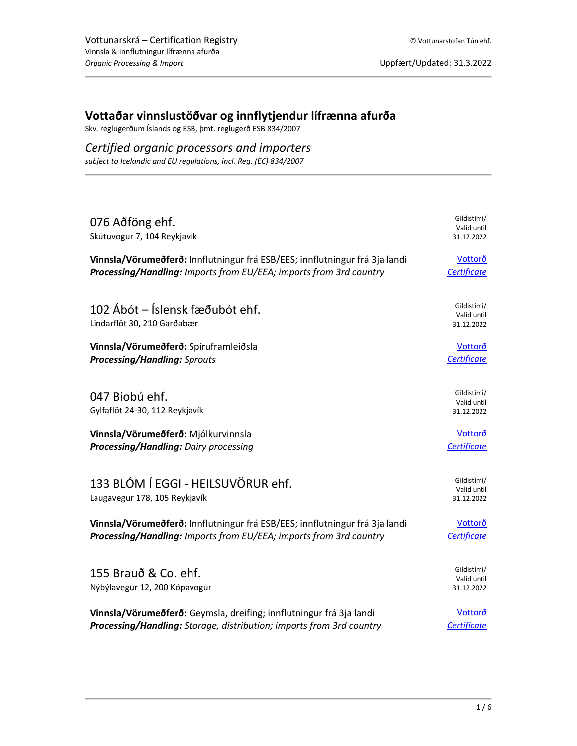# Vottaðar vinnslustöðvar og innflytjendur lífrænna afurða

Skv. reglugerðum Íslands og ESB, þmt. reglugerð ESB 834/2007

## *Certified organic processors and importers*

*subject to Icelandic and EU regulations, incl. Reg. (EC) 834/2007*

---

### 076 Aðföng ehf.

Skútuvogur 7, 104 Reykjavík

Gildistími/ Valid until 31.12.2022

**Vinnsla/Vörumeðferð:** Innflutningur frá ESB/EES; innflutningur frá 3ja landi
***Processing/Handling:*** *Imports from EU/EEA; imports from 3rd country*

Vottorð
*Certificate*

### 102 Ábót – Íslensk fæðubót ehf.

Lindarflöt 30, 210 Garðabær

Gildistími/ Valid until 31.12.2022

**Vinnsla/Vörumeðferð:** Spíruframleiðsla
***Processing/Handling:*** *Sprouts*

Vottorð
*Certificate*

### 047 Biobú ehf.

Gylfaflöt 24-30, 112 Reykjavík

Gildistími/ Valid until 31.12.2022

**Vinnsla/Vörumeðferð:** Mjólkurvinnsla
***Processing/Handling:*** *Dairy processing*

Vottorð
*Certificate*

### 133 BLÓM Í EGGI - HEILSUVÖRUR ehf.

Laugavegur 178, 105 Reykjavík

Gildistími/ Valid until 31.12.2022

**Vinnsla/Vörumeðferð:** Innflutningur frá ESB/EES; innflutningur frá 3ja landi
***Processing/Handling:*** *Imports from EU/EEA; imports from 3rd country*

Vottorð
*Certificate*

### 155 Brauð & Co. ehf.

Nýbýlavegur 12, 200 Kópavogur

Gildistími/ Valid until 31.12.2022

**Vinnsla/Vörumeðferð:** Geymsla, dreifing; innflutningur frá 3ja landi
***Processing/Handling:*** *Storage, distribution; imports from 3rd country*

Vottorð
*Certificate*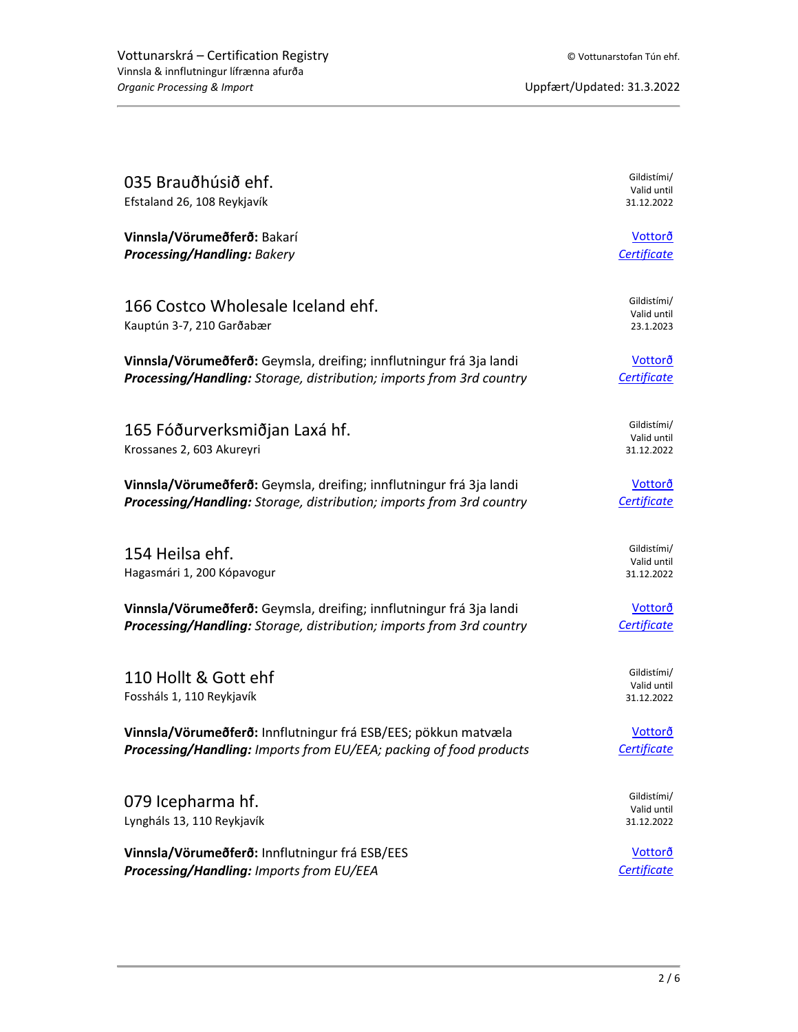## 035 Brauðhúsið ehf.

Efstaland 26, 108 Reykjavík

Gildistími/
Valid until
31.12.2022

**Vinnsla/Vörumeðferð:** Bakarí
***Processing/Handling:*** *Bakery*

Vottorð
*Certificate*

## 166 Costco Wholesale Iceland ehf.

Kauptún 3-7, 210 Garðabær

Gildistími/
Valid until
23.1.2023

**Vinnsla/Vörumeðferð:** Geymsla, dreifing; innflutningur frá 3ja landi
***Processing/Handling:*** *Storage, distribution; imports from 3rd country*

Vottorð
*Certificate*

## 165 Fóðurverksmiðjan Laxá hf.

Krossanes 2, 603 Akureyri

Gildistími/
Valid until
31.12.2022

**Vinnsla/Vörumeðferð:** Geymsla, dreifing; innflutningur frá 3ja landi
***Processing/Handling:*** *Storage, distribution; imports from 3rd country*

Vottorð
*Certificate*

## 154 Heilsa ehf.

Hagasmári 1, 200 Kópavogur

Gildistími/
Valid until
31.12.2022

**Vinnsla/Vörumeðferð:** Geymsla, dreifing; innflutningur frá 3ja landi
***Processing/Handling:*** *Storage, distribution; imports from 3rd country*

Vottorð
*Certificate*

## 110 Hollt & Gott ehf

Fosshá ls 1, 110 Reykjavík

Gildistími/
Valid until
31.12.2022

**Vinnsla/Vörumeðferð:** Innflutningur frá ESB/EES; pökkun matvæla
***Processing/Handling:*** *Imports from EU/EEA; packing of food products*

Vottorð
*Certificate*

## 079 Icepharma hf.

Lyngháls 13, 110 Reykjavík

Gildistími/
Valid until
31.12.2022

**Vinnsla/Vörumeðferð:** Innflutningur frá ESB/EES
***Processing/Handling:*** *Imports from EU/EEA*

Vottorð
*Certificate*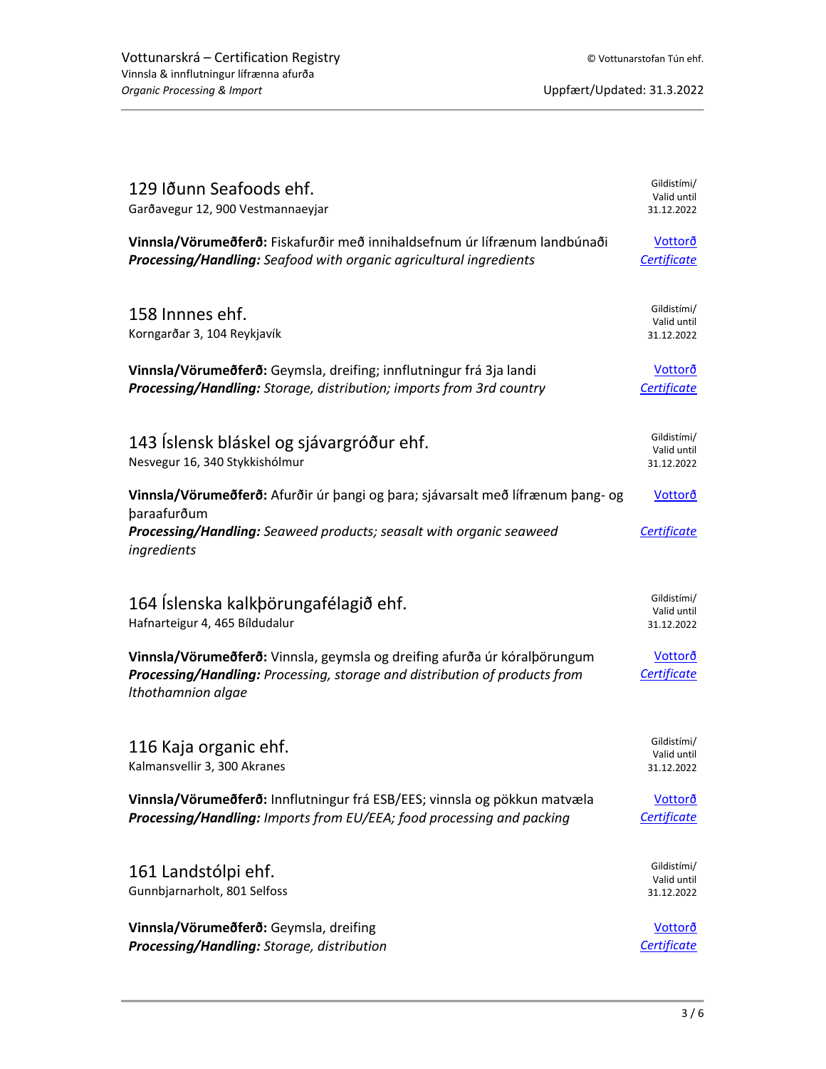## 129 Iðunn Seafoods ehf.

Garðavegur 12, 900 Vestmannaeyjar

Gildistími/ Valid until 31.12.2022

**Vinnsla/Vörumeðferð:** Fiskafurðir með innihaldsefnum úr lífrænum landbúnaði
***Processing/Handling:*** *Seafood with organic agricultural ingredients*

Vottorð
*Certificate*

## 158 Innnes ehf.

Korngarðar 3, 104 Reykjavík

Gildistími/ Valid until 31.12.2022

**Vinnsla/Vörumeðferð:** Geymsla, dreifing; innflutningur frá 3ja landi
***Processing/Handling:*** *Storage, distribution; imports from 3rd country*

Vottorð
*Certificate*

## 143 Íslensk bláskel og sjávargróður ehf.

Nesvegur 16, 340 Stykkishólmur

Gildistími/ Valid until 31.12.2022

**Vinnsla/Vörumeðferð:** Afurðir úr þangi og þara; sjávarsalt með lífrænum þang- og þaraafurðum
***Processing/Handling:*** *Seaweed products; seasalt with organic seaweed ingredients*

Vottorð
*Certificate*

## 164 Íslenska kalkþörungafélagið ehf.

Hafnarteigur 4, 465 Bíldudalur

Gildistími/ Valid until 31.12.2022

**Vinnsla/Vörumeðferð:** Vinnsla, geymsla og dreifing afurða úr kóralþörungum
***Processing/Handling:*** *Processing, storage and distribution of products from lthothamnion algae*

Vottorð
*Certificate*

## 116 Kaja organic ehf.

Kalmansvellir 3, 300 Akranes

Gildistími/ Valid until 31.12.2022

**Vinnsla/Vörumeðferð:** Innflutningur frá ESB/EES; vinnsla og pökkun matvæla
***Processing/Handling:*** *Imports from EU/EEA; food processing and packing*

Vottorð
*Certificate*

## 161 Landstólpi ehf.

Gunnbjarnarholt, 801 Selfoss

Gildistími/ Valid until 31.12.2022

**Vinnsla/Vörumeðferð:** Geymsla, dreifing
***Processing/Handling:*** *Storage, distribution*

Vottorð
*Certificate*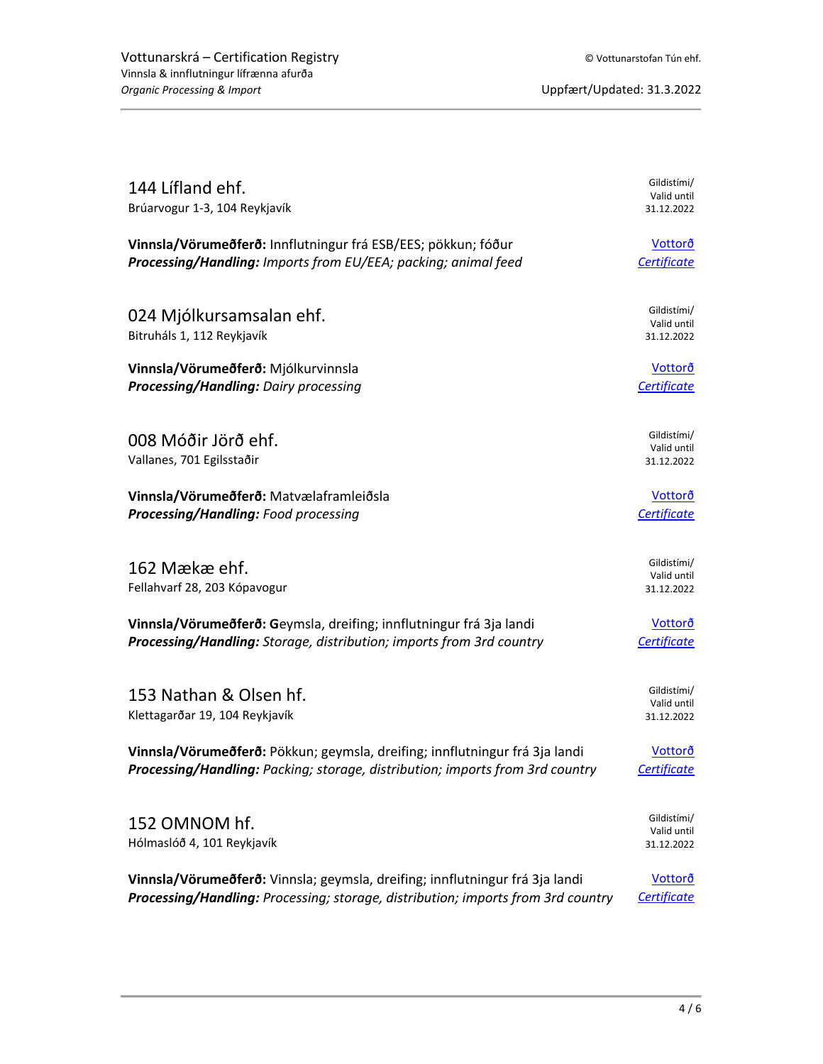## 144 Lífland ehf.

Brúarvogur 1-3, 104 Reykjavík

Gildistími/ Valid until 31.12.2022

**Vinnsla/Vörumeðferð:** Innflutningur frá ESB/EES; pökkun; fóður
***Processing/Handling:*** *Imports from EU/EEA; packing; animal feed*

Vottorð
*Certificate*

## 024 Mjólkursamsalan ehf.

Bitruháls 1, 112 Reykjavík

Gildistími/ Valid until 31.12.2022

**Vinnsla/Vörumeðferð:** Mjólkurvinnsla
***Processing/Handling:*** *Dairy processing*

Vottorð
*Certificate*

## 008 Móðir Jörð ehf.

Vallanes, 701 Egilsstaðir

Gildistími/ Valid until 31.12.2022

**Vinnsla/Vörumeðferð:** Matvælaframleiðsla
***Processing/Handling:*** *Food processing*

Vottorð
*Certificate*

## 162 Mækæ ehf.

Fellahvarf 28, 203 Kópavogur

Gildistími/ Valid until 31.12.2022

**Vinnsla/Vörumeðferð: G**eymsla, dreifing; innflutningur frá 3ja landi
***Processing/Handling:*** *Storage, distribution; imports from 3rd country*

Vottorð
*Certificate*

## 153 Nathan & Olsen hf.

Klettagarðar 19, 104 Reykjavík

Gildistími/ Valid until 31.12.2022

**Vinnsla/Vörumeðferð:** Pökkun; geymsla, dreifing; innflutningur frá 3ja landi
***Processing/Handling:*** *Packing; storage, distribution; imports from 3rd country*

Vottorð
*Certificate*

## 152 OMNOM hf.

Hólmaslóð 4, 101 Reykjavík

Gildistími/ Valid until 31.12.2022

**Vinnsla/Vörumeðferð:** Vinnsla; geymsla, dreifing; innflutningur frá 3ja landi
***Processing/Handling:*** *Processing; storage, distribution; imports from 3rd country*

Vottorð
*Certificate*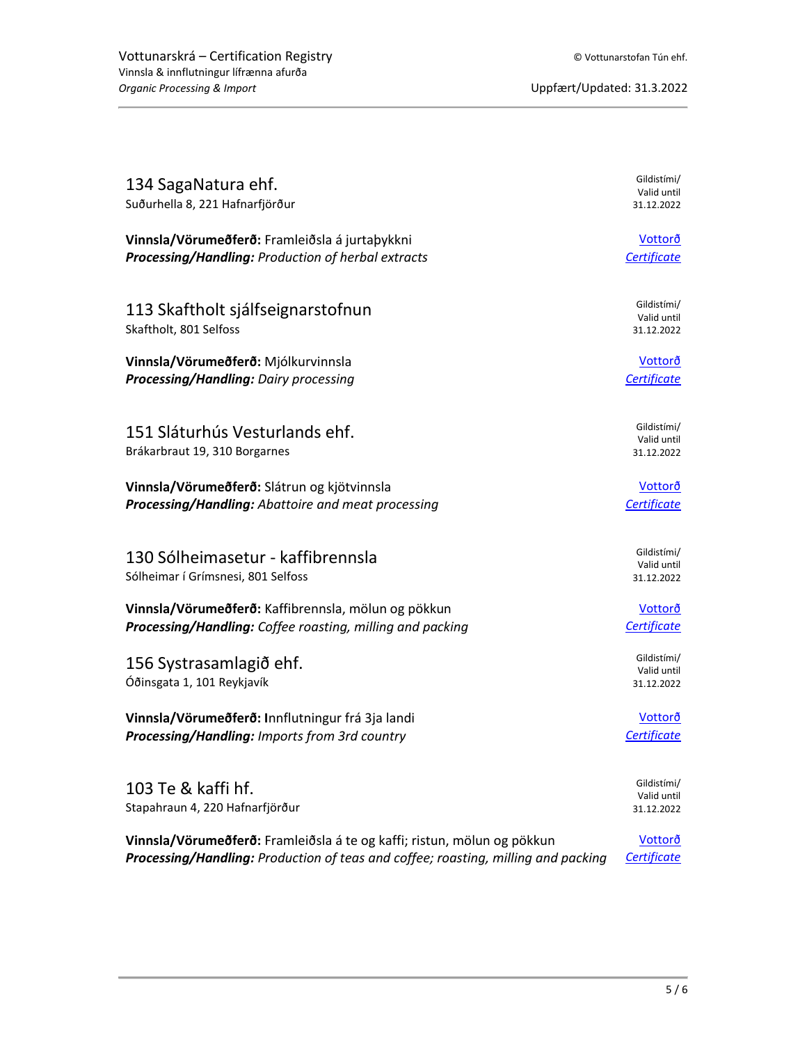## 134 SagaNatura ehf.

Suðurhella 8, 221 Hafnarfjörður

Gildistími/ Valid until 31.12.2022

**Vinnsla/Vörumeðferð:** Framleiðsla á jurtaþykkni
***Processing/Handling:*** *Production of herbal extracts*

Vottorð
*Certificate*

## 113 Skaftholt sjálfseignarstofnun

Skaftholt, 801 Selfoss

Gildistími/ Valid until 31.12.2022

**Vinnsla/Vörumeðferð:** Mjólkurvinnsla
***Processing/Handling:*** *Dairy processing*

Vottorð
*Certificate*

## 151 Sláturhús Vesturlands ehf.

Brákarbraut 19, 310 Borgarnes

Gildistími/ Valid until 31.12.2022

**Vinnsla/Vörumeðferð:** Slátrun og kjötvinnsla
***Processing/Handling:*** *Abattoire and meat processing*

Vottorð
*Certificate*

## 130 Sólheimasetur - kaffibrennsla

Sólheimar í Grímsnesi, 801 Selfoss

Gildistími/ Valid until 31.12.2022

**Vinnsla/Vörumeðferð:** Kaffibrennsla, mölun og pökkun
***Processing/Handling:*** *Coffee roasting, milling and packing*

Vottorð
*Certificate*

## 156 Systrasamlagið ehf.

Óðinsgata 1, 101 Reykjavík

Gildistími/ Valid until 31.12.2022

**Vinnsla/Vörumeðferð: I**nnflutningur frá 3ja landi
***Processing/Handling:*** *Imports from 3rd country*

Vottorð
*Certificate*

## 103 Te & kaffi hf.

Stapahraun 4, 220 Hafnarfjörður

Gildistími/ Valid until 31.12.2022

**Vinnsla/Vörumeðferð:** Framleiðsla á te og kaffi; ristun, mölun og pökkun
***Processing/Handling:*** *Production of teas and coffee; roasting, milling and packing*

Vottorð
*Certificate*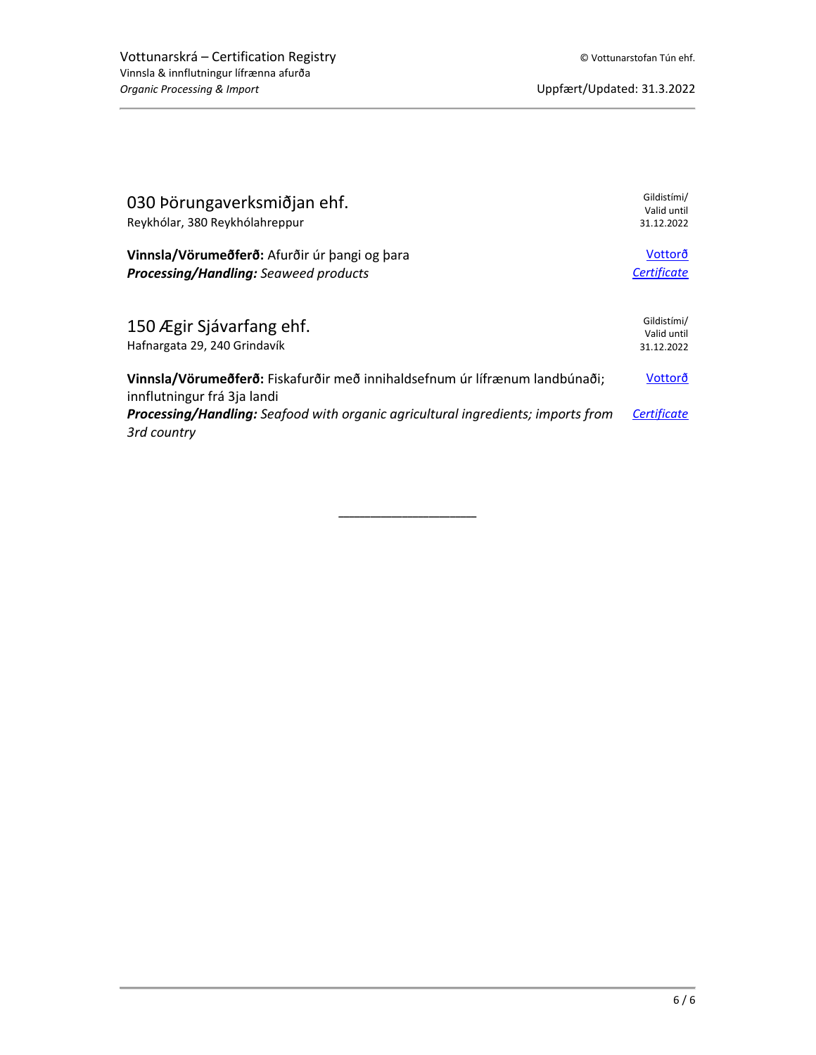## 030 Þörungaverksmiðjan ehf.

Reykhólar, 380 Reykhólahreppur

Gildistími/
Valid until
31.12.2022

**Vinnsla/Vörumeðferð:** Afurðir úr þangi og þara
***Processing/Handling:*** *Seaweed products*

Vottorð
*Certificate*

## 150 Ægir Sjávarfang ehf.

Hafnargata 29, 240 Grindavík

Gildistími/
Valid until
31.12.2022

**Vinnsla/Vörumeðferð:** Fiskafurðir með innihaldsefnum úr lífrænum landbúnaði; innflutningur frá 3ja landi
***Processing/Handling:*** *Seafood with organic agricultural ingredients; imports from 3rd country*

Vottorð
*Certificate*

---